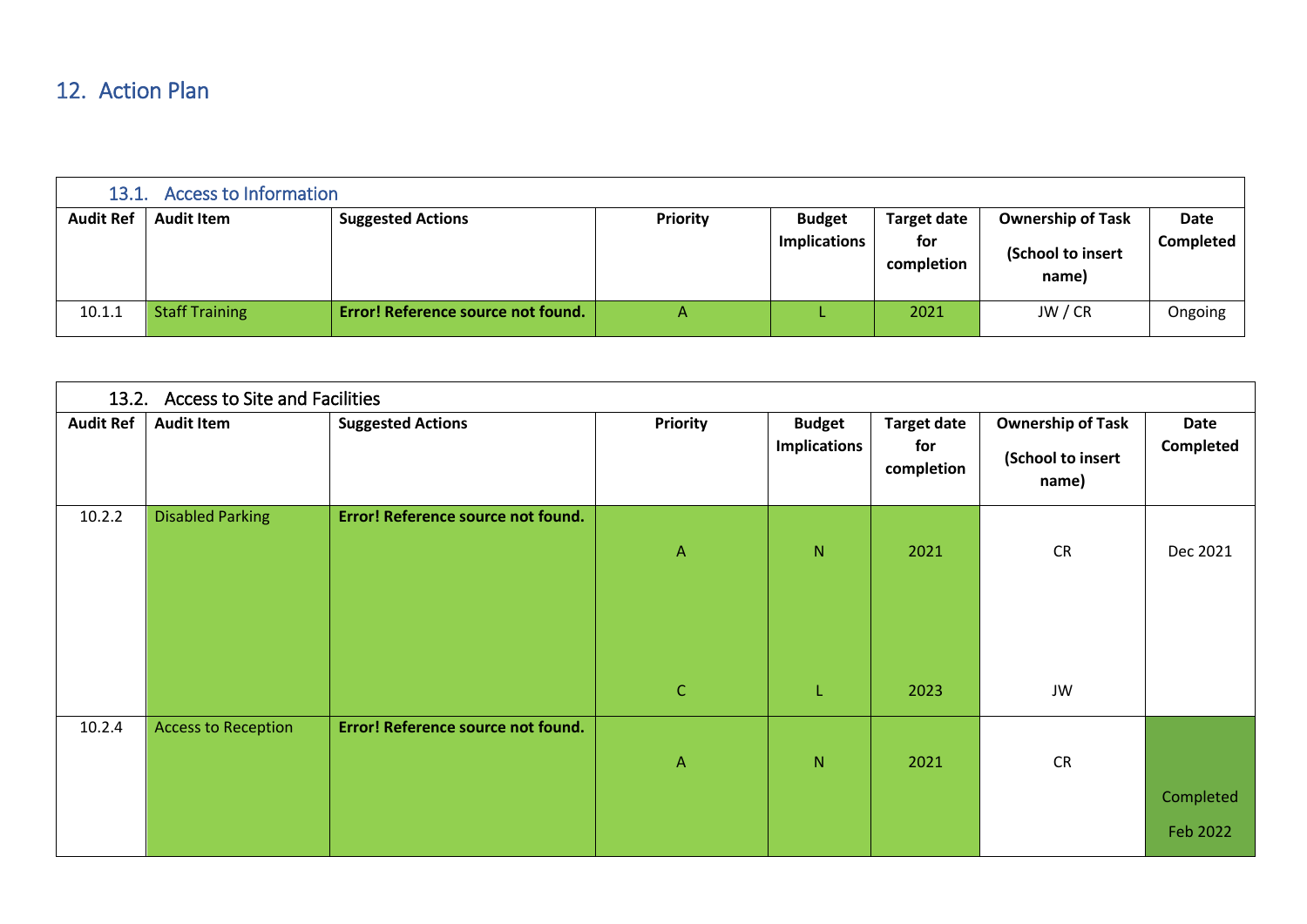## 12. Action Plan

| 13.1. Access to Information | | | | | | | |
|---|---|---|---|---|---|---|---|
| **Audit Ref** | **Audit Item** | **Suggested Actions** | **Priority** | **Budget Implications** | **Target date for completion** | **Ownership of Task (School to insert name)** | **Date Completed** |
| 10.1.1 | Staff Training | **Error! Reference source not found.** | A | L | 2021 | JW / CR | Ongoing |

| 13.2. Access to Site and Facilities | | | | | | | |
|---|---|---|---|---|---|---|---|
| **Audit Ref** | **Audit Item** | **Suggested Actions** | **Priority** | **Budget Implications** | **Target date for completion** | **Ownership of Task (School to insert name)** | **Date Completed** |
| 10.2.2 | Disabled Parking | **Error! Reference source not found.** | A<br><br>C | N<br><br>L | 2021<br><br>2023 | CR<br><br>JW | Dec 2021 |
| 10.2.4 | Access to Reception | **Error! Reference source not found.** | A | N | 2021 | CR | Completed Feb 2022 |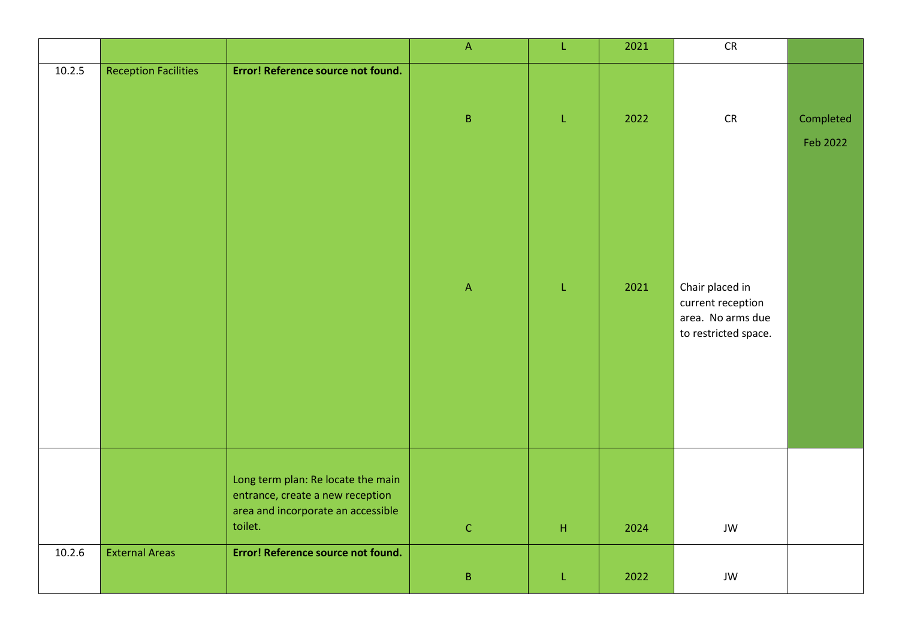| | | | | | | | |
|---|---|---|---|---|---|---|---|
| | | | A | L | 2021 | CR | |
| 10.2.5 | Reception Facilities | **Error! Reference source not found.** | B | L | 2022 | CR | Completed Feb 2022 |
| | | | A | L | 2021 | Chair placed in current reception area. No arms due to restricted space. | |
| | | Long term plan: Re locate the main entrance, create a new reception area and incorporate an accessible toilet. | C | H | 2024 | JW | |
| 10.2.6 | External Areas | **Error! Reference source not found.** | B | L | 2022 | JW | |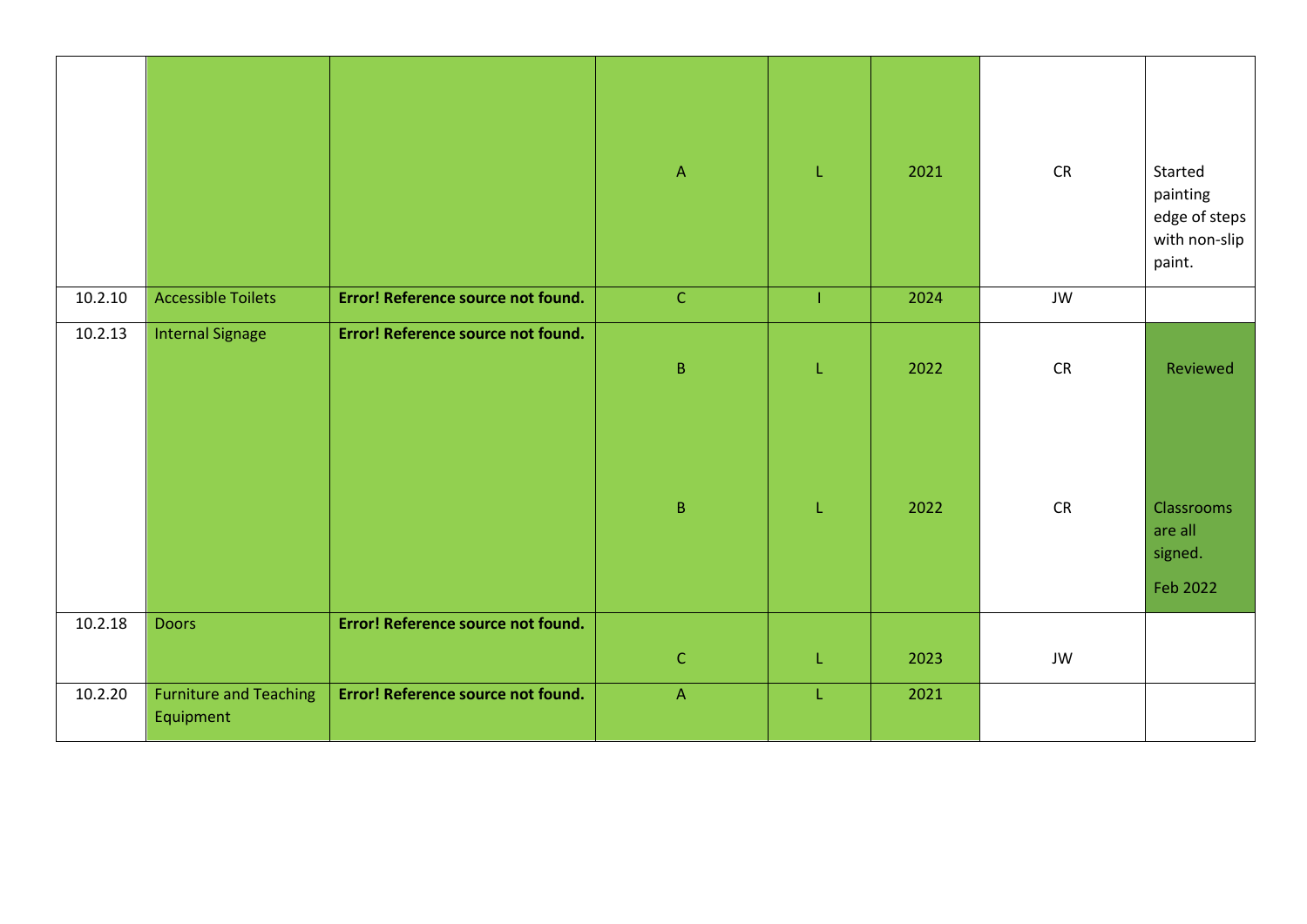| | | | | | | | |
|---|---|---|---|---|---|---|---|
| | | | A | L | 2021 | CR | Started painting edge of steps with non-slip paint. |
| 10.2.10 | Accessible Toilets | **Error! Reference source not found.** | C | I | 2024 | JW | |
| 10.2.13 | Internal Signage | **Error! Reference source not found.** | B | L | 2022 | CR | Reviewed |
| | | | B | L | 2022 | CR | Classrooms are all signed. Feb 2022 |
| 10.2.18 | Doors | **Error! Reference source not found.** | C | L | 2023 | JW | |
| 10.2.20 | Furniture and Teaching Equipment | **Error! Reference source not found.** | A | L | 2021 | | |